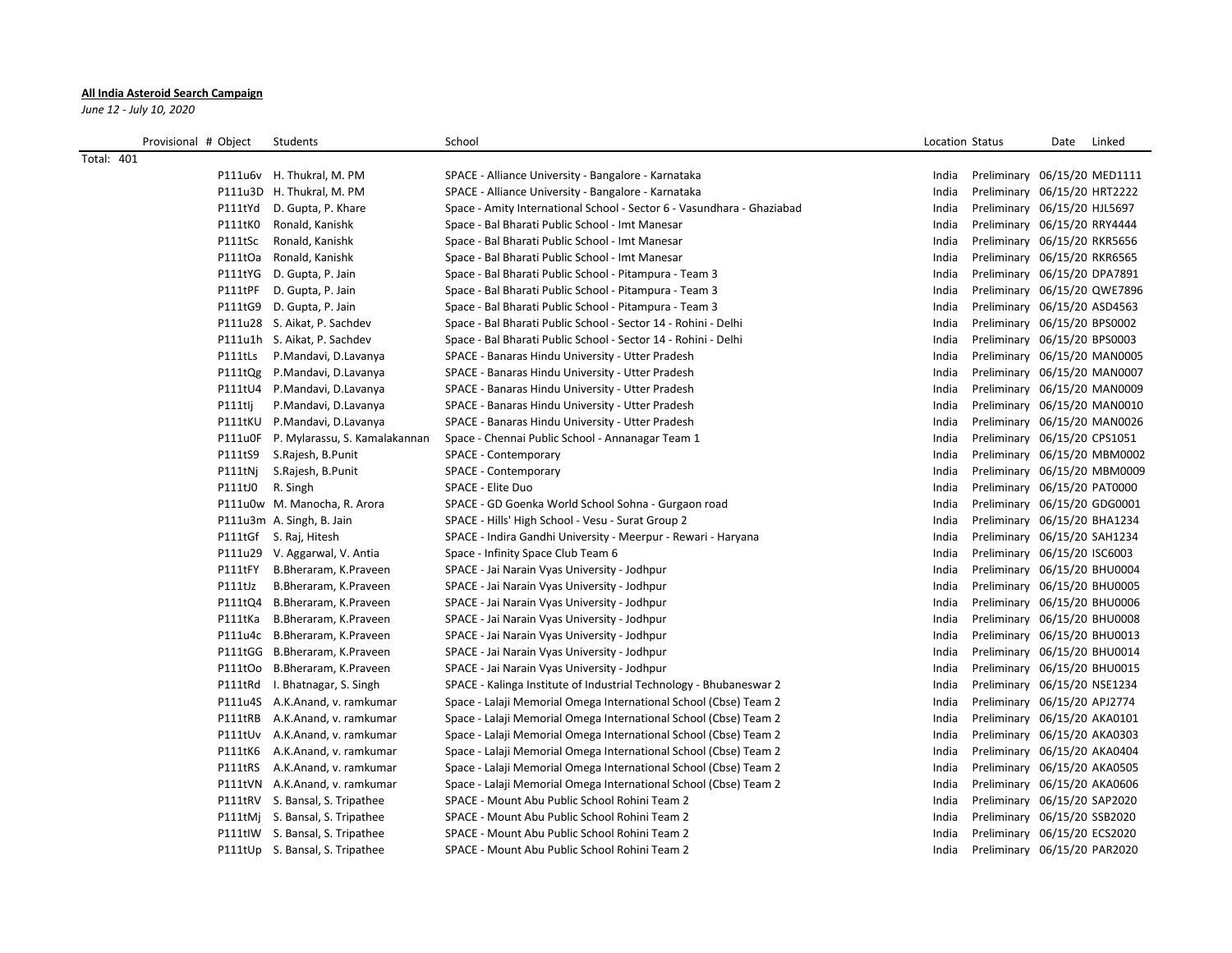**All India Asteroid Search Campaign**

*June 12 - July 10, 2020*

| Provisional # | Object | Students | School | Location | Status | Date | Linked |
|---|---|---|---|---|---|---|---|
| Total: 401 | | | | | | | |
| | P111u6v | H. Thukral, M. PM | SPACE - Alliance University - Bangalore - Karnataka | India | Preliminary | 06/15/20 | MED1111 |
| | P111u3D | H. Thukral, M. PM | SPACE - Alliance University - Bangalore - Karnataka | India | Preliminary | 06/15/20 | HRT2222 |
| | P111tYd | D. Gupta, P. Khare | Space - Amity International School - Sector 6 - Vasundhara - Ghaziabad | India | Preliminary | 06/15/20 | HJL5697 |
| | P111tK0 | Ronald, Kanishk | Space - Bal Bharati Public School - Imt Manesar | India | Preliminary | 06/15/20 | RRY4444 |
| | P111tSc | Ronald, Kanishk | Space - Bal Bharati Public School - Imt Manesar | India | Preliminary | 06/15/20 | RKR5656 |
| | P111tOa | Ronald, Kanishk | Space - Bal Bharati Public School - Imt Manesar | India | Preliminary | 06/15/20 | RKR6565 |
| | P111tYG | D. Gupta, P. Jain | Space - Bal Bharati Public School - Pitampura - Team 3 | India | Preliminary | 06/15/20 | DPA7891 |
| | P111tPF | D. Gupta, P. Jain | Space - Bal Bharati Public School - Pitampura - Team 3 | India | Preliminary | 06/15/20 | QWE7896 |
| | P111tG9 | D. Gupta, P. Jain | Space - Bal Bharati Public School - Pitampura - Team 3 | India | Preliminary | 06/15/20 | ASD4563 |
| | P111u28 | S. Aikat, P. Sachdev | Space - Bal Bharati Public School - Sector 14 - Rohini - Delhi | India | Preliminary | 06/15/20 | BPS0002 |
| | P111u1h | S. Aikat, P. Sachdev | Space - Bal Bharati Public School - Sector 14 - Rohini - Delhi | India | Preliminary | 06/15/20 | BPS0003 |
| | P111tLs | P.Mandavi, D.Lavanya | SPACE - Banaras Hindu University - Utter Pradesh | India | Preliminary | 06/15/20 | MAN0005 |
| | P111tQg | P.Mandavi, D.Lavanya | SPACE - Banaras Hindu University - Utter Pradesh | India | Preliminary | 06/15/20 | MAN0007 |
| | P111tU4 | P.Mandavi, D.Lavanya | SPACE - Banaras Hindu University - Utter Pradesh | India | Preliminary | 06/15/20 | MAN0009 |
| | P111tIj | P.Mandavi, D.Lavanya | SPACE - Banaras Hindu University - Utter Pradesh | India | Preliminary | 06/15/20 | MAN0010 |
| | P111tKU | P.Mandavi, D.Lavanya | SPACE - Banaras Hindu University - Utter Pradesh | India | Preliminary | 06/15/20 | MAN0026 |
| | P111u0F | P. Mylarassu, S. Kamalakannan | Space - Chennai Public School - Annanagar Team 1 | India | Preliminary | 06/15/20 | CPS1051 |
| | P111tS9 | S.Rajesh, B.Punit | SPACE - Contemporary | India | Preliminary | 06/15/20 | MBM0002 |
| | P111tNj | S.Rajesh, B.Punit | SPACE - Contemporary | India | Preliminary | 06/15/20 | MBM0009 |
| | P111tJ0 | R. Singh | SPACE - Elite Duo | India | Preliminary | 06/15/20 | PAT0000 |
| | P111u0w | M. Manocha, R. Arora | SPACE - GD Goenka World School Sohna - Gurgaon road | India | Preliminary | 06/15/20 | GDG0001 |
| | P111u3m | A. Singh, B. Jain | SPACE - Hills' High School - Vesu - Surat Group 2 | India | Preliminary | 06/15/20 | BHA1234 |
| | P111tGf | S. Raj, Hitesh | SPACE - Indira Gandhi University - Meerpur - Rewari - Haryana | India | Preliminary | 06/15/20 | SAH1234 |
| | P111u29 | V. Aggarwal, V. Antia | Space - Infinity Space Club Team 6 | India | Preliminary | 06/15/20 | ISC6003 |
| | P111tFY | B.Bheraram, K.Praveen | SPACE - Jai Narain Vyas University - Jodhpur | India | Preliminary | 06/15/20 | BHU0004 |
| | P111tJz | B.Bheraram, K.Praveen | SPACE - Jai Narain Vyas University - Jodhpur | India | Preliminary | 06/15/20 | BHU0005 |
| | P111tQ4 | B.Bheraram, K.Praveen | SPACE - Jai Narain Vyas University - Jodhpur | India | Preliminary | 06/15/20 | BHU0006 |
| | P111tKa | B.Bheraram, K.Praveen | SPACE - Jai Narain Vyas University - Jodhpur | India | Preliminary | 06/15/20 | BHU0008 |
| | P111u4c | B.Bheraram, K.Praveen | SPACE - Jai Narain Vyas University - Jodhpur | India | Preliminary | 06/15/20 | BHU0013 |
| | P111tGG | B.Bheraram, K.Praveen | SPACE - Jai Narain Vyas University - Jodhpur | India | Preliminary | 06/15/20 | BHU0014 |
| | P111tOo | B.Bheraram, K.Praveen | SPACE - Jai Narain Vyas University - Jodhpur | India | Preliminary | 06/15/20 | BHU0015 |
| | P111tRd | I. Bhatnagar, S. Singh | SPACE - Kalinga Institute of Industrial Technology - Bhubaneswar 2 | India | Preliminary | 06/15/20 | NSE1234 |
| | P111u4S | A.K.Anand, v. ramkumar | Space - Lalaji Memorial Omega International School (Cbse) Team 2 | India | Preliminary | 06/15/20 | APJ2774 |
| | P111tRB | A.K.Anand, v. ramkumar | Space - Lalaji Memorial Omega International School (Cbse) Team 2 | India | Preliminary | 06/15/20 | AKA0101 |
| | P111tUv | A.K.Anand, v. ramkumar | Space - Lalaji Memorial Omega International School (Cbse) Team 2 | India | Preliminary | 06/15/20 | AKA0303 |
| | P111tK6 | A.K.Anand, v. ramkumar | Space - Lalaji Memorial Omega International School (Cbse) Team 2 | India | Preliminary | 06/15/20 | AKA0404 |
| | P111tRS | A.K.Anand, v. ramkumar | Space - Lalaji Memorial Omega International School (Cbse) Team 2 | India | Preliminary | 06/15/20 | AKA0505 |
| | P111tVN | A.K.Anand, v. ramkumar | Space - Lalaji Memorial Omega International School (Cbse) Team 2 | India | Preliminary | 06/15/20 | AKA0606 |
| | P111tRV | S. Bansal, S. Tripathee | SPACE - Mount Abu Public School Rohini Team 2 | India | Preliminary | 06/15/20 | SAP2020 |
| | P111tMj | S. Bansal, S. Tripathee | SPACE - Mount Abu Public School Rohini Team 2 | India | Preliminary | 06/15/20 | SSB2020 |
| | P111tIW | S. Bansal, S. Tripathee | SPACE - Mount Abu Public School Rohini Team 2 | India | Preliminary | 06/15/20 | ECS2020 |
| | P111tUp | S. Bansal, S. Tripathee | SPACE - Mount Abu Public School Rohini Team 2 | India | Preliminary | 06/15/20 | PAR2020 |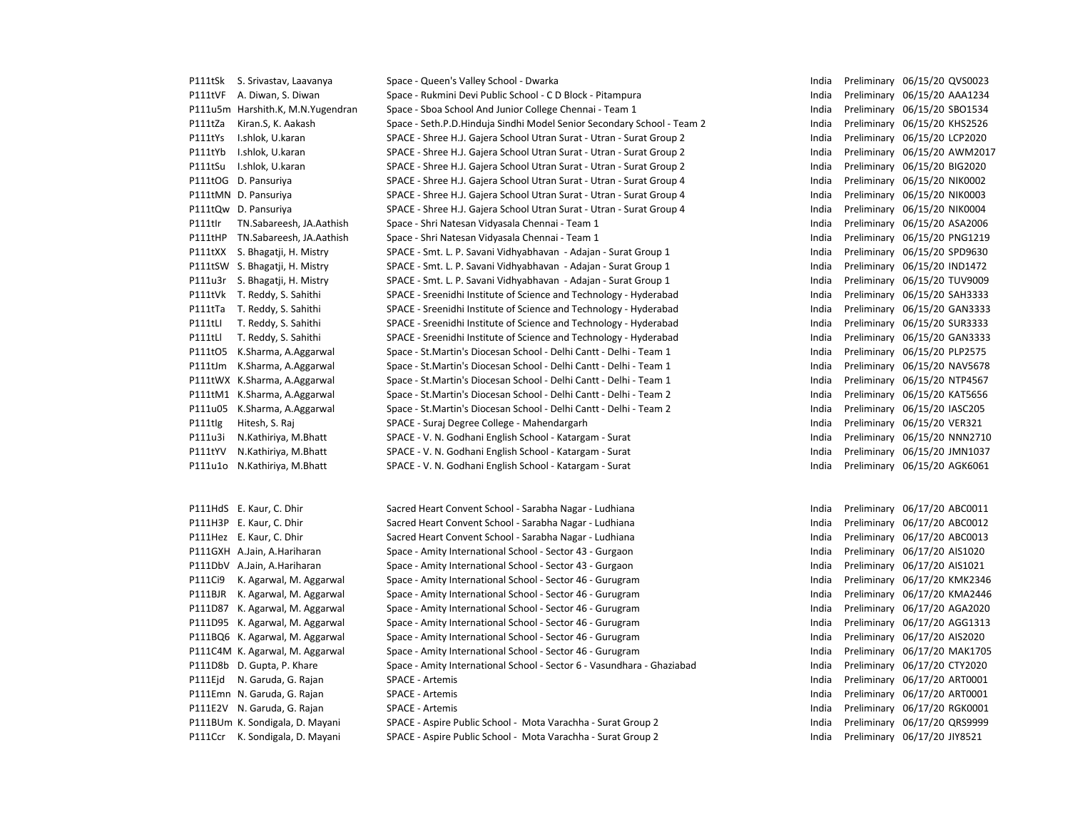| | | | | | | |
|---|---|---|---|---|---|---|
| P111tSk | S. Srivastav, Laavanya | Space - Queen's Valley School - Dwarka | India | Preliminary | 06/15/20 | QVS0023 |
| P111tVF | A. Diwan, S. Diwan | Space - Rukmini Devi Public School - C D Block - Pitampura | India | Preliminary | 06/15/20 | AAA1234 |
| P111u5m | Harshith.K, M.N.Yugendran | Space - Sboa School And Junior College Chennai - Team 1 | India | Preliminary | 06/15/20 | SBO1534 |
| P111tZa | Kiran.S, K. Aakash | Space - Seth.P.D.Hinduja Sindhi Model Senior Secondary School - Team 2 | India | Preliminary | 06/15/20 | KHS2526 |
| P111tYs | I.shlok, U.karan | SPACE - Shree H.J. Gajera School Utran Surat - Utran - Surat Group 2 | India | Preliminary | 06/15/20 | LCP2020 |
| P111tYb | I.shlok, U.karan | SPACE - Shree H.J. Gajera School Utran Surat - Utran - Surat Group 2 | India | Preliminary | 06/15/20 | AWM2017 |
| P111tSu | I.shlok, U.karan | SPACE - Shree H.J. Gajera School Utran Surat - Utran - Surat Group 2 | India | Preliminary | 06/15/20 | BIG2020 |
| P111tOG | D. Pansuriya | SPACE - Shree H.J. Gajera School Utran Surat - Utran - Surat Group 4 | India | Preliminary | 06/15/20 | NIK0002 |
| P111tMN | D. Pansuriya | SPACE - Shree H.J. Gajera School Utran Surat - Utran - Surat Group 4 | India | Preliminary | 06/15/20 | NIK0003 |
| P111tQw | D. Pansuriya | SPACE - Shree H.J. Gajera School Utran Surat - Utran - Surat Group 4 | India | Preliminary | 06/15/20 | NIK0004 |
| P111tIr | TN.Sabareesh, JA.Aathish | Space - Shri Natesan Vidyasala Chennai - Team 1 | India | Preliminary | 06/15/20 | ASA2006 |
| P111tHP | TN.Sabareesh, JA.Aathish | Space - Shri Natesan Vidyasala Chennai - Team 1 | India | Preliminary | 06/15/20 | PNG1219 |
| P111tXX | S. Bhagatji, H. Mistry | SPACE - Smt. L. P. Savani Vidhyabhavan - Adajan - Surat Group 1 | India | Preliminary | 06/15/20 | SPD9630 |
| P111tSW | S. Bhagatji, H. Mistry | SPACE - Smt. L. P. Savani Vidhyabhavan - Adajan - Surat Group 1 | India | Preliminary | 06/15/20 | IND1472 |
| P111u3r | S. Bhagatji, H. Mistry | SPACE - Smt. L. P. Savani Vidhyabhavan - Adajan - Surat Group 1 | India | Preliminary | 06/15/20 | TUV9009 |
| P111tVk | T. Reddy, S. Sahithi | SPACE - Sreenidhi Institute of Science and Technology - Hyderabad | India | Preliminary | 06/15/20 | SAH3333 |
| P111tTa | T. Reddy, S. Sahithi | SPACE - Sreenidhi Institute of Science and Technology - Hyderabad | India | Preliminary | 06/15/20 | GAN3333 |
| P111tLI | T. Reddy, S. Sahithi | SPACE - Sreenidhi Institute of Science and Technology - Hyderabad | India | Preliminary | 06/15/20 | SUR3333 |
| P111tLl | T. Reddy, S. Sahithi | SPACE - Sreenidhi Institute of Science and Technology - Hyderabad | India | Preliminary | 06/15/20 | GAN3333 |
| P111tO5 | K.Sharma, A.Aggarwal | Space - St.Martin's Diocesan School - Delhi Cantt - Delhi - Team 1 | India | Preliminary | 06/15/20 | PLP2575 |
| P111tJm | K.Sharma, A.Aggarwal | Space - St.Martin's Diocesan School - Delhi Cantt - Delhi - Team 1 | India | Preliminary | 06/15/20 | NAV5678 |
| P111tWX | K.Sharma, A.Aggarwal | Space - St.Martin's Diocesan School - Delhi Cantt - Delhi - Team 1 | India | Preliminary | 06/15/20 | NTP4567 |
| P111tM1 | K.Sharma, A.Aggarwal | Space - St.Martin's Diocesan School - Delhi Cantt - Delhi - Team 2 | India | Preliminary | 06/15/20 | KAT5656 |
| P111u05 | K.Sharma, A.Aggarwal | Space - St.Martin's Diocesan School - Delhi Cantt - Delhi - Team 2 | India | Preliminary | 06/15/20 | IASC205 |
| P111tlg | Hitesh, S. Raj | SPACE - Suraj Degree College - Mahendargarh | India | Preliminary | 06/15/20 | VER321 |
| P111u3i | N.Kathiriya, M.Bhatt | SPACE - V. N. Godhani English School - Katargam - Surat | India | Preliminary | 06/15/20 | NNN2710 |
| P111tYV | N.Kathiriya, M.Bhatt | SPACE - V. N. Godhani English School - Katargam - Surat | India | Preliminary | 06/15/20 | JMN1037 |
| P111u1o | N.Kathiriya, M.Bhatt | SPACE - V. N. Godhani English School - Katargam - Surat | India | Preliminary | 06/15/20 | AGK6061 |
| | | | | | | |
| P111HdS | E. Kaur, C. Dhir | Sacred Heart Convent School - Sarabha Nagar - Ludhiana | India | Preliminary | 06/17/20 | ABC0011 |
| P111H3P | E. Kaur, C. Dhir | Sacred Heart Convent School - Sarabha Nagar - Ludhiana | India | Preliminary | 06/17/20 | ABC0012 |
| P111Hez | E. Kaur, C. Dhir | Sacred Heart Convent School - Sarabha Nagar - Ludhiana | India | Preliminary | 06/17/20 | ABC0013 |
| P111GXH | A.Jain, A.Hariharan | Space - Amity International School - Sector 43 - Gurgaon | India | Preliminary | 06/17/20 | AIS1020 |
| P111DbV | A.Jain, A.Hariharan | Space - Amity International School - Sector 43 - Gurgaon | India | Preliminary | 06/17/20 | AIS1021 |
| P111Ci9 | K. Agarwal, M. Aggarwal | Space - Amity International School - Sector 46 - Gurugram | India | Preliminary | 06/17/20 | KMK2346 |
| P111BJR | K. Agarwal, M. Aggarwal | Space - Amity International School - Sector 46 - Gurugram | India | Preliminary | 06/17/20 | KMA2446 |
| P111D87 | K. Agarwal, M. Aggarwal | Space - Amity International School - Sector 46 - Gurugram | India | Preliminary | 06/17/20 | AGA2020 |
| P111D95 | K. Agarwal, M. Aggarwal | Space - Amity International School - Sector 46 - Gurugram | India | Preliminary | 06/17/20 | AGG1313 |
| P111BQ6 | K. Agarwal, M. Aggarwal | Space - Amity International School - Sector 46 - Gurugram | India | Preliminary | 06/17/20 | AIS2020 |
| P111C4M | K. Agarwal, M. Aggarwal | Space - Amity International School - Sector 46 - Gurugram | India | Preliminary | 06/17/20 | MAK1705 |
| P111D8b | D. Gupta, P. Khare | Space - Amity International School - Sector 6 - Vasundhara - Ghaziabad | India | Preliminary | 06/17/20 | CTY2020 |
| P111Ejd | N. Garuda, G. Rajan | SPACE - Artemis | India | Preliminary | 06/17/20 | ART0001 |
| P111Emn | N. Garuda, G. Rajan | SPACE - Artemis | India | Preliminary | 06/17/20 | ART0001 |
| P111E2V | N. Garuda, G. Rajan | SPACE - Artemis | India | Preliminary | 06/17/20 | RGK0001 |
| P111BUm | K. Sondigala, D. Mayani | SPACE - Aspire Public School - Mota Varachha - Surat Group 2 | India | Preliminary | 06/17/20 | QRS9999 |
| P111Ccr | K. Sondigala, D. Mayani | SPACE - Aspire Public School - Mota Varachha - Surat Group 2 | India | Preliminary | 06/17/20 | JIY8521 |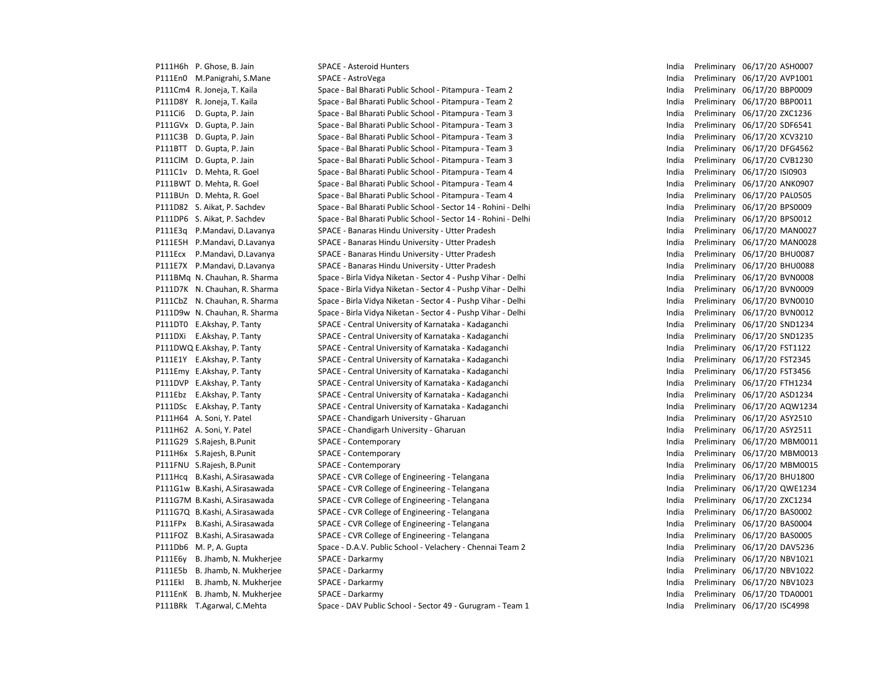| | | | | | | |
|---|---|---|---|---|---|---|
| P111H6h | P. Ghose, B. Jain | SPACE - Asteroid Hunters | India | Preliminary | 06/17/20 | ASH0007 |
| P111En0 | M.Panigrahi, S.Mane | SPACE - AstroVega | India | Preliminary | 06/17/20 | AVP1001 |
| P111Cm4 | R. Joneja, T. Kaila | Space - Bal Bharati Public School - Pitampura - Team 2 | India | Preliminary | 06/17/20 | BBP0009 |
| P111D8Y | R. Joneja, T. Kaila | Space - Bal Bharati Public School - Pitampura - Team 2 | India | Preliminary | 06/17/20 | BBP0011 |
| P111Ci6 | D. Gupta, P. Jain | Space - Bal Bharati Public School - Pitampura - Team 3 | India | Preliminary | 06/17/20 | ZXC1236 |
| P111GVx | D. Gupta, P. Jain | Space - Bal Bharati Public School - Pitampura - Team 3 | India | Preliminary | 06/17/20 | SDF6541 |
| P111C3B | D. Gupta, P. Jain | Space - Bal Bharati Public School - Pitampura - Team 3 | India | Preliminary | 06/17/20 | XCV3210 |
| P111BTT | D. Gupta, P. Jain | Space - Bal Bharati Public School - Pitampura - Team 3 | India | Preliminary | 06/17/20 | DFG4562 |
| P111ClM | D. Gupta, P. Jain | Space - Bal Bharati Public School - Pitampura - Team 3 | India | Preliminary | 06/17/20 | CVB1230 |
| P111C1v | D. Mehta, R. Goel | Space - Bal Bharati Public School - Pitampura - Team 4 | India | Preliminary | 06/17/20 | ISI0903 |
| P111BWT | D. Mehta, R. Goel | Space - Bal Bharati Public School - Pitampura - Team 4 | India | Preliminary | 06/17/20 | ANK0907 |
| P111BUn | D. Mehta, R. Goel | Space - Bal Bharati Public School - Pitampura - Team 4 | India | Preliminary | 06/17/20 | PAL0505 |
| P111D82 | S. Aikat, P. Sachdev | Space - Bal Bharati Public School - Sector 14 - Rohini - Delhi | India | Preliminary | 06/17/20 | BPS0009 |
| P111DP6 | S. Aikat, P. Sachdev | Space - Bal Bharati Public School - Sector 14 - Rohini - Delhi | India | Preliminary | 06/17/20 | BPS0012 |
| P111E3q | P.Mandavi, D.Lavanya | SPACE - Banaras Hindu University - Utter Pradesh | India | Preliminary | 06/17/20 | MAN0027 |
| P111E5H | P.Mandavi, D.Lavanya | SPACE - Banaras Hindu University - Utter Pradesh | India | Preliminary | 06/17/20 | MAN0028 |
| P111Ecx | P.Mandavi, D.Lavanya | SPACE - Banaras Hindu University - Utter Pradesh | India | Preliminary | 06/17/20 | BHU0087 |
| P111E7X | P.Mandavi, D.Lavanya | SPACE - Banaras Hindu University - Utter Pradesh | India | Preliminary | 06/17/20 | BHU0088 |
| P111BMq | N. Chauhan, R. Sharma | Space - Birla Vidya Niketan - Sector 4 - Pushp Vihar - Delhi | India | Preliminary | 06/17/20 | BVN0008 |
| P111D7K | N. Chauhan, R. Sharma | Space - Birla Vidya Niketan - Sector 4 - Pushp Vihar - Delhi | India | Preliminary | 06/17/20 | BVN0009 |
| P111CbZ | N. Chauhan, R. Sharma | Space - Birla Vidya Niketan - Sector 4 - Pushp Vihar - Delhi | India | Preliminary | 06/17/20 | BVN0010 |
| P111D9w | N. Chauhan, R. Sharma | Space - Birla Vidya Niketan - Sector 4 - Pushp Vihar - Delhi | India | Preliminary | 06/17/20 | BVN0012 |
| P111DT0 | E.Akshay, P. Tanty | SPACE - Central University of Karnataka - Kadaganchi | India | Preliminary | 06/17/20 | SND1234 |
| P111DXi | E.Akshay, P. Tanty | SPACE - Central University of Karnataka - Kadaganchi | India | Preliminary | 06/17/20 | SND1235 |
| P111DWQ | E.Akshay, P. Tanty | SPACE - Central University of Karnataka - Kadaganchi | India | Preliminary | 06/17/20 | FST1122 |
| P111E1Y | E.Akshay, P. Tanty | SPACE - Central University of Karnataka - Kadaganchi | India | Preliminary | 06/17/20 | FST2345 |
| P111Emy | E.Akshay, P. Tanty | SPACE - Central University of Karnataka - Kadaganchi | India | Preliminary | 06/17/20 | FST3456 |
| P111DVP | E.Akshay, P. Tanty | SPACE - Central University of Karnataka - Kadaganchi | India | Preliminary | 06/17/20 | FTH1234 |
| P111Ebz | E.Akshay, P. Tanty | SPACE - Central University of Karnataka - Kadaganchi | India | Preliminary | 06/17/20 | ASD1234 |
| P111DSc | E.Akshay, P. Tanty | SPACE - Central University of Karnataka - Kadaganchi | India | Preliminary | 06/17/20 | AQW1234 |
| P111H64 | A. Soni, Y. Patel | SPACE - Chandigarh University - Gharuan | India | Preliminary | 06/17/20 | ASY2510 |
| P111H62 | A. Soni, Y. Patel | SPACE - Chandigarh University - Gharuan | India | Preliminary | 06/17/20 | ASY2511 |
| P111G29 | S.Rajesh, B.Punit | SPACE - Contemporary | India | Preliminary | 06/17/20 | MBM0011 |
| P111H6x | S.Rajesh, B.Punit | SPACE - Contemporary | India | Preliminary | 06/17/20 | MBM0013 |
| P111FNU | S.Rajesh, B.Punit | SPACE - Contemporary | India | Preliminary | 06/17/20 | MBM0015 |
| P111Hcq | B.Kashi, A.Sirasawada | SPACE - CVR College of Engineering - Telangana | India | Preliminary | 06/17/20 | BHU1800 |
| P111G1w | B.Kashi, A.Sirasawada | SPACE - CVR College of Engineering - Telangana | India | Preliminary | 06/17/20 | QWE1234 |
| P111G7M | B.Kashi, A.Sirasawada | SPACE - CVR College of Engineering - Telangana | India | Preliminary | 06/17/20 | ZXC1234 |
| P111G7Q | B.Kashi, A.Sirasawada | SPACE - CVR College of Engineering - Telangana | India | Preliminary | 06/17/20 | BAS0002 |
| P111FPx | B.Kashi, A.Sirasawada | SPACE - CVR College of Engineering - Telangana | India | Preliminary | 06/17/20 | BAS0004 |
| P111FOZ | B.Kashi, A.Sirasawada | SPACE - CVR College of Engineering - Telangana | India | Preliminary | 06/17/20 | BAS0005 |
| P111Db6 | M. P, A. Gupta | Space - D.A.V. Public School - Velachery - Chennai Team 2 | India | Preliminary | 06/17/20 | DAV5236 |
| P111E6y | B. Jhamb, N. Mukherjee | SPACE - Darkarmy | India | Preliminary | 06/17/20 | NBV1021 |
| P111E5b | B. Jhamb, N. Mukherjee | SPACE - Darkarmy | India | Preliminary | 06/17/20 | NBV1022 |
| P111Ekl | B. Jhamb, N. Mukherjee | SPACE - Darkarmy | India | Preliminary | 06/17/20 | NBV1023 |
| P111EnK | B. Jhamb, N. Mukherjee | SPACE - Darkarmy | India | Preliminary | 06/17/20 | TDA0001 |
| P111BRk | T.Agarwal, C.Mehta | Space - DAV Public School - Sector 49 - Gurugram - Team 1 | India | Preliminary | 06/17/20 | ISC4998 |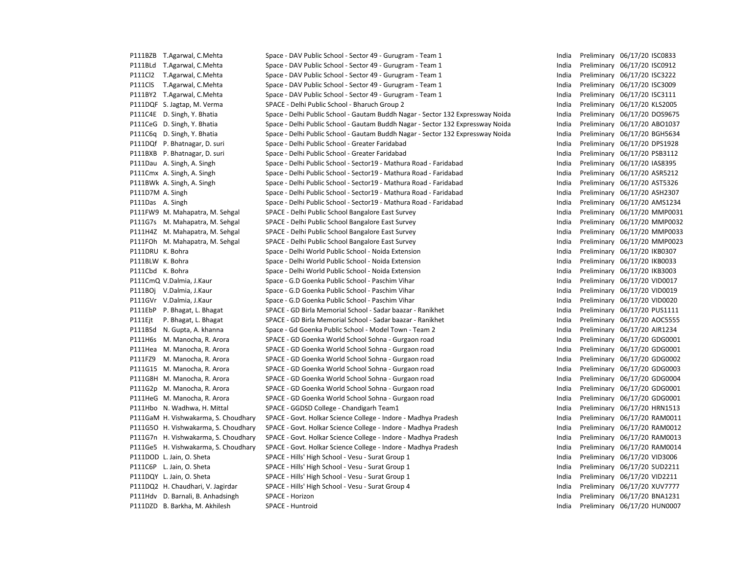| | | | | | | |
|---|---|---|---|---|---|---|
| P111BZB | T.Agarwal, C.Mehta | Space - DAV Public School - Sector 49 - Gurugram - Team 1 | India | Preliminary | 06/17/20 | ISC0833 |
| P111BLd | T.Agarwal, C.Mehta | Space - DAV Public School - Sector 49 - Gurugram - Team 1 | India | Preliminary | 06/17/20 | ISC0912 |
| P111Cl2 | T.Agarwal, C.Mehta | Space - DAV Public School - Sector 49 - Gurugram - Team 1 | India | Preliminary | 06/17/20 | ISC3222 |
| P111ClS | T.Agarwal, C.Mehta | Space - DAV Public School - Sector 49 - Gurugram - Team 1 | India | Preliminary | 06/17/20 | ISC3009 |
| P111BY2 | T.Agarwal, C.Mehta | Space - DAV Public School - Sector 49 - Gurugram - Team 1 | India | Preliminary | 06/17/20 | ISC3111 |
| P111DQF | S. Jagtap, M. Verma | SPACE - Delhi Public School - Bharuch Group 2 | India | Preliminary | 06/17/20 | KLS2005 |
| P111C4E | D. Singh, Y. Bhatia | Space - Delhi Public School - Gautam Buddh Nagar - Sector 132 Expressway Noida | India | Preliminary | 06/17/20 | DOS9675 |
| P111CeG | D. Singh, Y. Bhatia | Space - Delhi Public School - Gautam Buddh Nagar - Sector 132 Expressway Noida | India | Preliminary | 06/17/20 | ABO1037 |
| P111C6q | D. Singh, Y. Bhatia | Space - Delhi Public School - Gautam Buddh Nagar - Sector 132 Expressway Noida | India | Preliminary | 06/17/20 | BGH5634 |
| P111DQf | P. Bhatnagar, D. suri | Space - Delhi Public School - Greater Faridabad | India | Preliminary | 06/17/20 | DPS1928 |
| P111BXB | P. Bhatnagar, D. suri | Space - Delhi Public School - Greater Faridabad | India | Preliminary | 06/17/20 | PSB3112 |
| P111Dau | A. Singh, A. Singh | Space - Delhi Public School - Sector19 - Mathura Road - Faridabad | India | Preliminary | 06/17/20 | IAS8395 |
| P111Cmx | A. Singh, A. Singh | Space - Delhi Public School - Sector19 - Mathura Road - Faridabad | India | Preliminary | 06/17/20 | ASR5212 |
| P111BWk | A. Singh, A. Singh | Space - Delhi Public School - Sector19 - Mathura Road - Faridabad | India | Preliminary | 06/17/20 | AST5326 |
| P111D7M | A. Singh | Space - Delhi Public School - Sector19 - Mathura Road - Faridabad | India | Preliminary | 06/17/20 | ASH2307 |
| P111Das | A. Singh | Space - Delhi Public School - Sector19 - Mathura Road - Faridabad | India | Preliminary | 06/17/20 | AMS1234 |
| P111FW9 | M. Mahapatra, M. Sehgal | SPACE - Delhi Public School Bangalore East Survey | India | Preliminary | 06/17/20 | MMP0031 |
| P111G7s | M. Mahapatra, M. Sehgal | SPACE - Delhi Public School Bangalore East Survey | India | Preliminary | 06/17/20 | MMP0032 |
| P111H4Z | M. Mahapatra, M. Sehgal | SPACE - Delhi Public School Bangalore East Survey | India | Preliminary | 06/17/20 | MMP0033 |
| P111FOh | M. Mahapatra, M. Sehgal | SPACE - Delhi Public School Bangalore East Survey | India | Preliminary | 06/17/20 | MMP0023 |
| P111DRU | K. Bohra | Space - Delhi World Public School - Noida Extension | India | Preliminary | 06/17/20 | IKB0307 |
| P111BLW | K. Bohra | Space - Delhi World Public School - Noida Extension | India | Preliminary | 06/17/20 | IKB0033 |
| P111Cbd | K. Bohra | Space - Delhi World Public School - Noida Extension | India | Preliminary | 06/17/20 | IKB3003 |
| P111CmQ | V.Dalmia, J.Kaur | Space - G.D Goenka Public School - Paschim Vihar | India | Preliminary | 06/17/20 | VID0017 |
| P111BOj | V.Dalmia, J.Kaur | Space - G.D Goenka Public School - Paschim Vihar | India | Preliminary | 06/17/20 | VID0019 |
| P111GVr | V.Dalmia, J.Kaur | Space - G.D Goenka Public School - Paschim Vihar | India | Preliminary | 06/17/20 | VID0020 |
| P111EbP | P. Bhagat, L. Bhagat | SPACE - GD Birla Memorial School - Sadar baazar - Ranikhet | India | Preliminary | 06/17/20 | PUS1111 |
| P111Ejt | P. Bhagat, L. Bhagat | SPACE - GD Birla Memorial School - Sadar baazar - Ranikhet | India | Preliminary | 06/17/20 | AOC5555 |
| P111BSd | N. Gupta, A. khanna | Space - Gd Goenka Public School - Model Town - Team 2 | India | Preliminary | 06/17/20 | AIR1234 |
| P111H6s | M. Manocha, R. Arora | SPACE - GD Goenka World School Sohna - Gurgaon road | India | Preliminary | 06/17/20 | GDG0001 |
| P111Hea | M. Manocha, R. Arora | SPACE - GD Goenka World School Sohna - Gurgaon road | India | Preliminary | 06/17/20 | GDG0001 |
| P111FZ9 | M. Manocha, R. Arora | SPACE - GD Goenka World School Sohna - Gurgaon road | India | Preliminary | 06/17/20 | GDG0002 |
| P111G15 | M. Manocha, R. Arora | SPACE - GD Goenka World School Sohna - Gurgaon road | India | Preliminary | 06/17/20 | GDG0003 |
| P111G8H | M. Manocha, R. Arora | SPACE - GD Goenka World School Sohna - Gurgaon road | India | Preliminary | 06/17/20 | GDG0004 |
| P111G2p | M. Manocha, R. Arora | SPACE - GD Goenka World School Sohna - Gurgaon road | India | Preliminary | 06/17/20 | GDG0001 |
| P111HeG | M. Manocha, R. Arora | SPACE - GD Goenka World School Sohna - Gurgaon road | India | Preliminary | 06/17/20 | GDG0001 |
| P111Hbo | N. Wadhwa, H. Mittal | SPACE - GGDSD College - Chandigarh Team1 | India | Preliminary | 06/17/20 | HRN1513 |
| P111GaM | H. Vishwakarma, S. Choudhary | SPACE - Govt. Holkar Science College - Indore - Madhya Pradesh | India | Preliminary | 06/17/20 | RAM0011 |
| P111G5O | H. Vishwakarma, S. Choudhary | SPACE - Govt. Holkar Science College - Indore - Madhya Pradesh | India | Preliminary | 06/17/20 | RAM0012 |
| P111G7n | H. Vishwakarma, S. Choudhary | SPACE - Govt. Holkar Science College - Indore - Madhya Pradesh | India | Preliminary | 06/17/20 | RAM0013 |
| P111Ge5 | H. Vishwakarma, S. Choudhary | SPACE - Govt. Holkar Science College - Indore - Madhya Pradesh | India | Preliminary | 06/17/20 | RAM0014 |
| P111DOD | L. Jain, O. Sheta | SPACE - Hills' High School - Vesu - Surat Group 1 | India | Preliminary | 06/17/20 | VID3006 |
| P111C6P | L. Jain, O. Sheta | SPACE - Hills' High School - Vesu - Surat Group 1 | India | Preliminary | 06/17/20 | SUD2211 |
| P111DQY | L. Jain, O. Sheta | SPACE - Hills' High School - Vesu - Surat Group 1 | India | Preliminary | 06/17/20 | VID2211 |
| P111DQ2 | H. Chaudhari, V. Jagirdar | SPACE - Hills' High School - Vesu - Surat Group 4 | India | Preliminary | 06/17/20 | XUV7777 |
| P111Hdv | D. Barnali, B. Anhadsingh | SPACE - Horizon | India | Preliminary | 06/17/20 | BNA1231 |
| P111DZD | B. Barkha, M. Akhilesh | SPACE - Huntroid | India | Preliminary | 06/17/20 | HUN0007 |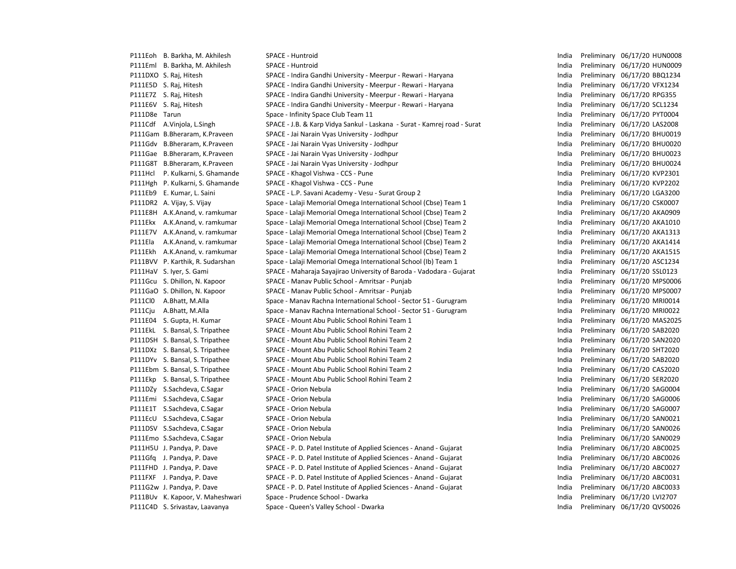| | | | | | | |
|---|---|---|---|---|---|---|
| P111Eoh | B. Barkha, M. Akhilesh | SPACE - Huntroid | India | Preliminary | 06/17/20 | HUN0008 |
| P111Eml | B. Barkha, M. Akhilesh | SPACE - Huntroid | India | Preliminary | 06/17/20 | HUN0009 |
| P111DXO | S. Raj, Hitesh | SPACE - Indira Gandhi University - Meerpur - Rewari - Haryana | India | Preliminary | 06/17/20 | BBQ1234 |
| P111E5D | S. Raj, Hitesh | SPACE - Indira Gandhi University - Meerpur - Rewari - Haryana | India | Preliminary | 06/17/20 | VFX1234 |
| P111E7Z | S. Raj, Hitesh | SPACE - Indira Gandhi University - Meerpur - Rewari - Haryana | India | Preliminary | 06/17/20 | RPG355 |
| P111E6V | S. Raj, Hitesh | SPACE - Indira Gandhi University - Meerpur - Rewari - Haryana | India | Preliminary | 06/17/20 | SCL1234 |
| P111D8e | Tarun | Space - Infinity Space Club Team 11 | India | Preliminary | 06/17/20 | PYT0004 |
| P111Cdf | A.Vinjola, L.Singh | SPACE - J.B. & Karp Vidya Sankul - Laskana - Surat - Kamrej road - Surat | India | Preliminary | 06/17/20 | LAS2008 |
| P111Gam | B.Bheraram, K.Praveen | SPACE - Jai Narain Vyas University - Jodhpur | India | Preliminary | 06/17/20 | BHU0019 |
| P111Gdv | B.Bheraram, K.Praveen | SPACE - Jai Narain Vyas University - Jodhpur | India | Preliminary | 06/17/20 | BHU0020 |
| P111Gae | B.Bheraram, K.Praveen | SPACE - Jai Narain Vyas University - Jodhpur | India | Preliminary | 06/17/20 | BHU0023 |
| P111G8T | B.Bheraram, K.Praveen | SPACE - Jai Narain Vyas University - Jodhpur | India | Preliminary | 06/17/20 | BHU0024 |
| P111Hcl | P. Kulkarni, S. Ghamande | SPACE - Khagol Vishwa - CCS - Pune | India | Preliminary | 06/17/20 | KVP2301 |
| P111Hgh | P. Kulkarni, S. Ghamande | SPACE - Khagol Vishwa - CCS - Pune | India | Preliminary | 06/17/20 | KVP2202 |
| P111Eb9 | E. Kumar, L. Saini | SPACE - L.P. Savani Academy - Vesu - Surat Group 2 | India | Preliminary | 06/17/20 | LGA3200 |
| P111DR2 | A. Vijay, S. Vijay | Space - Lalaji Memorial Omega International School (Cbse) Team 1 | India | Preliminary | 06/17/20 | CSK0007 |
| P111E8H | A.K.Anand, v. ramkumar | Space - Lalaji Memorial Omega International School (Cbse) Team 2 | India | Preliminary | 06/17/20 | AKA0909 |
| P111Ekx | A.K.Anand, v. ramkumar | Space - Lalaji Memorial Omega International School (Cbse) Team 2 | India | Preliminary | 06/17/20 | AKA1010 |
| P111E7V | A.K.Anand, v. ramkumar | Space - Lalaji Memorial Omega International School (Cbse) Team 2 | India | Preliminary | 06/17/20 | AKA1313 |
| P111Ela | A.K.Anand, v. ramkumar | Space - Lalaji Memorial Omega International School (Cbse) Team 2 | India | Preliminary | 06/17/20 | AKA1414 |
| P111Ekh | A.K.Anand, v. ramkumar | Space - Lalaji Memorial Omega International School (Cbse) Team 2 | India | Preliminary | 06/17/20 | AKA1515 |
| P111BVV | P. Karthik, R. Sudarshan | Space - Lalaji Memorial Omega International School (Ib) Team 1 | India | Preliminary | 06/17/20 | ASC1234 |
| P111HaV | S. Iyer, S. Gami | SPACE - Maharaja Sayajirao University of Baroda - Vadodara - Gujarat | India | Preliminary | 06/17/20 | SSL0123 |
| P111Gcu | S. Dhillon, N. Kapoor | SPACE - Manav Public School - Amritsar - Punjab | India | Preliminary | 06/17/20 | MPS0006 |
| P111GaO | S. Dhillon, N. Kapoor | SPACE - Manav Public School - Amritsar - Punjab | India | Preliminary | 06/17/20 | MPS0007 |
| P111Cl0 | A.Bhatt, M.Alla | Space - Manav Rachna International School - Sector 51 - Gurugram | India | Preliminary | 06/17/20 | MRI0014 |
| P111Cju | A.Bhatt, M.Alla | Space - Manav Rachna International School - Sector 51 - Gurugram | India | Preliminary | 06/17/20 | MRI0022 |
| P111E04 | S. Gupta, H. Kumar | SPACE - Mount Abu Public School Rohini Team 1 | India | Preliminary | 06/17/20 | MAS2025 |
| P111EkL | S. Bansal, S. Tripathee | SPACE - Mount Abu Public School Rohini Team 2 | India | Preliminary | 06/17/20 | SAB2020 |
| P111DSH | S. Bansal, S. Tripathee | SPACE - Mount Abu Public School Rohini Team 2 | India | Preliminary | 06/17/20 | SAN2020 |
| P111DXz | S. Bansal, S. Tripathee | SPACE - Mount Abu Public School Rohini Team 2 | India | Preliminary | 06/17/20 | SHT2020 |
| P111DYv | S. Bansal, S. Tripathee | SPACE - Mount Abu Public School Rohini Team 2 | India | Preliminary | 06/17/20 | SAB2020 |
| P111Ebm | S. Bansal, S. Tripathee | SPACE - Mount Abu Public School Rohini Team 2 | India | Preliminary | 06/17/20 | CAS2020 |
| P111Ekp | S. Bansal, S. Tripathee | SPACE - Mount Abu Public School Rohini Team 2 | India | Preliminary | 06/17/20 | SER2020 |
| P111DZy | S.Sachdeva, C.Sagar | SPACE - Orion Nebula | India | Preliminary | 06/17/20 | SAG0004 |
| P111Emi | S.Sachdeva, C.Sagar | SPACE - Orion Nebula | India | Preliminary | 06/17/20 | SAG0006 |
| P111E1T | S.Sachdeva, C.Sagar | SPACE - Orion Nebula | India | Preliminary | 06/17/20 | SAG0007 |
| P111EcU | S.Sachdeva, C.Sagar | SPACE - Orion Nebula | India | Preliminary | 06/17/20 | SAN0021 |
| P111DSV | S.Sachdeva, C.Sagar | SPACE - Orion Nebula | India | Preliminary | 06/17/20 | SAN0026 |
| P111Emo | S.Sachdeva, C.Sagar | SPACE - Orion Nebula | India | Preliminary | 06/17/20 | SAN0029 |
| P111H5U | J. Pandya, P. Dave | SPACE - P. D. Patel Institute of Applied Sciences - Anand - Gujarat | India | Preliminary | 06/17/20 | ABC0025 |
| P111Gfq | J. Pandya, P. Dave | SPACE - P. D. Patel Institute of Applied Sciences - Anand - Gujarat | India | Preliminary | 06/17/20 | ABC0026 |
| P111FHD | J. Pandya, P. Dave | SPACE - P. D. Patel Institute of Applied Sciences - Anand - Gujarat | India | Preliminary | 06/17/20 | ABC0027 |
| P111FXF | J. Pandya, P. Dave | SPACE - P. D. Patel Institute of Applied Sciences - Anand - Gujarat | India | Preliminary | 06/17/20 | ABC0031 |
| P111G2w | J. Pandya, P. Dave | SPACE - P. D. Patel Institute of Applied Sciences - Anand - Gujarat | India | Preliminary | 06/17/20 | ABC0033 |
| P111BUv | K. Kapoor, V. Maheshwari | Space - Prudence School - Dwarka | India | Preliminary | 06/17/20 | LVI2707 |
| P111C4D | S. Srivastav, Laavanya | Space - Queen's Valley School - Dwarka | India | Preliminary | 06/17/20 | QVS0026 |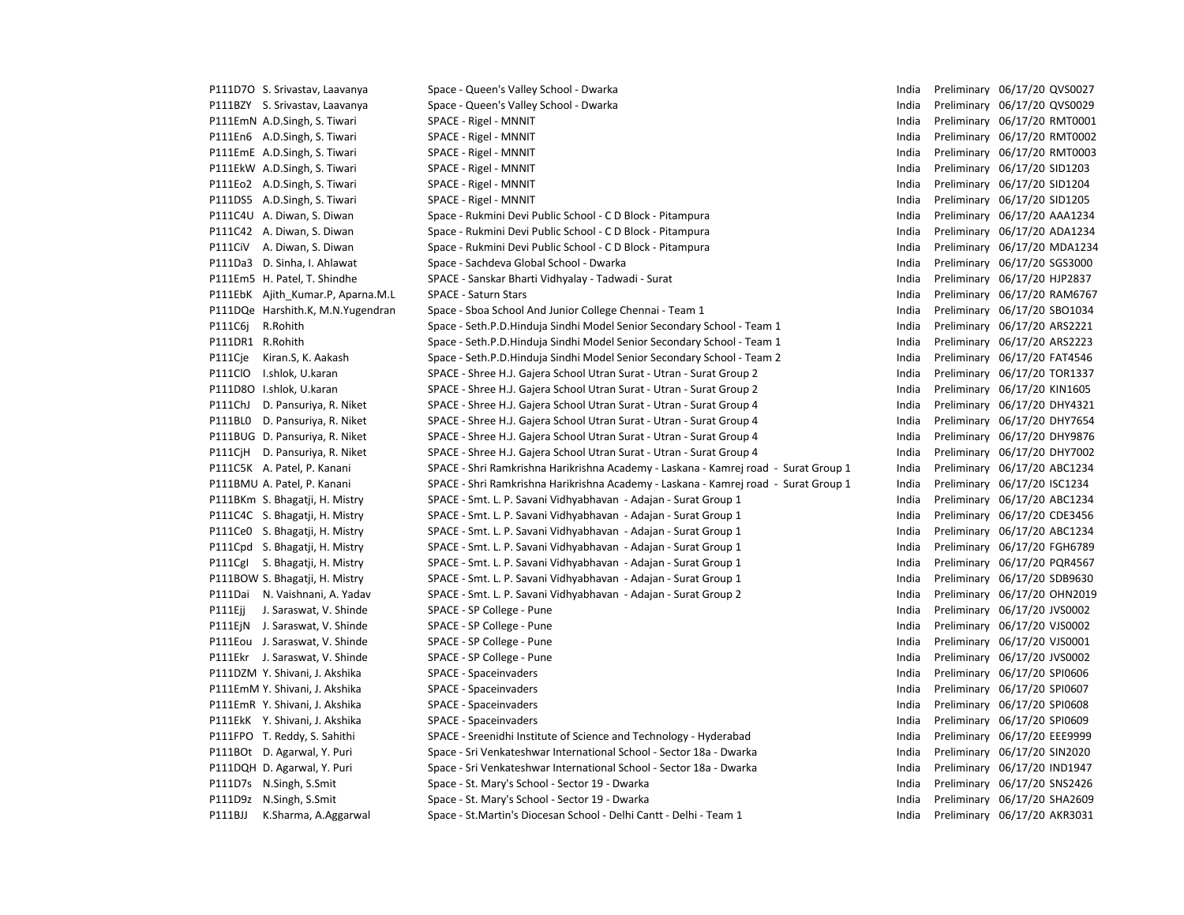| | | | | | | |
|---|---|---|---|---|---|---|
| P111D7O | S. Srivastav, Laavanya | Space - Queen's Valley School - Dwarka | India | Preliminary | 06/17/20 | QVS0027 |
| P111BZY | S. Srivastav, Laavanya | Space - Queen's Valley School - Dwarka | India | Preliminary | 06/17/20 | QVS0029 |
| P111EmN | A.D.Singh, S. Tiwari | SPACE - Rigel - MNNIT | India | Preliminary | 06/17/20 | RMT0001 |
| P111En6 | A.D.Singh, S. Tiwari | SPACE - Rigel - MNNIT | India | Preliminary | 06/17/20 | RMT0002 |
| P111EmE | A.D.Singh, S. Tiwari | SPACE - Rigel - MNNIT | India | Preliminary | 06/17/20 | RMT0003 |
| P111EkW | A.D.Singh, S. Tiwari | SPACE - Rigel - MNNIT | India | Preliminary | 06/17/20 | SID1203 |
| P111Eo2 | A.D.Singh, S. Tiwari | SPACE - Rigel - MNNIT | India | Preliminary | 06/17/20 | SID1204 |
| P111DS5 | A.D.Singh, S. Tiwari | SPACE - Rigel - MNNIT | India | Preliminary | 06/17/20 | SID1205 |
| P111C4U | A. Diwan, S. Diwan | Space - Rukmini Devi Public School - C D Block - Pitampura | India | Preliminary | 06/17/20 | AAA1234 |
| P111C42 | A. Diwan, S. Diwan | Space - Rukmini Devi Public School - C D Block - Pitampura | India | Preliminary | 06/17/20 | ADA1234 |
| P111CiV | A. Diwan, S. Diwan | Space - Rukmini Devi Public School - C D Block - Pitampura | India | Preliminary | 06/17/20 | MDA1234 |
| P111Da3 | D. Sinha, I. Ahlawat | Space - Sachdeva Global School - Dwarka | India | Preliminary | 06/17/20 | SGS3000 |
| P111Em5 | H. Patel, T. Shindhe | SPACE - Sanskar Bharti Vidhyalay - Tadwadi - Surat | India | Preliminary | 06/17/20 | HJP2837 |
| P111EbK | Ajith_Kumar.P, Aparna.M.L | SPACE - Saturn Stars | India | Preliminary | 06/17/20 | RAM6767 |
| P111DQe | Harshith.K, M.N.Yugendran | Space - Sboa School And Junior College Chennai - Team 1 | India | Preliminary | 06/17/20 | SBO1034 |
| P111C6j | R.Rohith | Space - Seth.P.D.Hinduja Sindhi Model Senior Secondary School - Team 1 | India | Preliminary | 06/17/20 | ARS2221 |
| P111DR1 | R.Rohith | Space - Seth.P.D.Hinduja Sindhi Model Senior Secondary School - Team 1 | India | Preliminary | 06/17/20 | ARS2223 |
| P111Cje | Kiran.S, K. Aakash | Space - Seth.P.D.Hinduja Sindhi Model Senior Secondary School - Team 2 | India | Preliminary | 06/17/20 | FAT4546 |
| P111ClO | I.shlok, U.karan | SPACE - Shree H.J. Gajera School Utran Surat - Utran - Surat Group 2 | India | Preliminary | 06/17/20 | TOR1337 |
| P111D8O | I.shlok, U.karan | SPACE - Shree H.J. Gajera School Utran Surat - Utran - Surat Group 2 | India | Preliminary | 06/17/20 | KIN1605 |
| P111ChJ | D. Pansuriya, R. Niket | SPACE - Shree H.J. Gajera School Utran Surat - Utran - Surat Group 4 | India | Preliminary | 06/17/20 | DHY4321 |
| P111BL0 | D. Pansuriya, R. Niket | SPACE - Shree H.J. Gajera School Utran Surat - Utran - Surat Group 4 | India | Preliminary | 06/17/20 | DHY7654 |
| P111BUG | D. Pansuriya, R. Niket | SPACE - Shree H.J. Gajera School Utran Surat - Utran - Surat Group 4 | India | Preliminary | 06/17/20 | DHY9876 |
| P111CjH | D. Pansuriya, R. Niket | SPACE - Shree H.J. Gajera School Utran Surat - Utran - Surat Group 4 | India | Preliminary | 06/17/20 | DHY7002 |
| P111C5K | A. Patel, P. Kanani | SPACE - Shri Ramkrishna Harikrishna Academy - Laskana - Kamrej road - Surat Group 1 | India | Preliminary | 06/17/20 | ABC1234 |
| P111BMU | A. Patel, P. Kanani | SPACE - Shri Ramkrishna Harikrishna Academy - Laskana - Kamrej road - Surat Group 1 | India | Preliminary | 06/17/20 | ISC1234 |
| P111BKm | S. Bhagatji, H. Mistry | SPACE - Smt. L. P. Savani Vidhyabhavan - Adajan - Surat Group 1 | India | Preliminary | 06/17/20 | ABC1234 |
| P111C4C | S. Bhagatji, H. Mistry | SPACE - Smt. L. P. Savani Vidhyabhavan - Adajan - Surat Group 1 | India | Preliminary | 06/17/20 | CDE3456 |
| P111Ce0 | S. Bhagatji, H. Mistry | SPACE - Smt. L. P. Savani Vidhyabhavan - Adajan - Surat Group 1 | India | Preliminary | 06/17/20 | ABC1234 |
| P111Cpd | S. Bhagatji, H. Mistry | SPACE - Smt. L. P. Savani Vidhyabhavan - Adajan - Surat Group 1 | India | Preliminary | 06/17/20 | FGH6789 |
| P111CgI | S. Bhagatji, H. Mistry | SPACE - Smt. L. P. Savani Vidhyabhavan - Adajan - Surat Group 1 | India | Preliminary | 06/17/20 | PQR4567 |
| P111BOW | S. Bhagatji, H. Mistry | SPACE - Smt. L. P. Savani Vidhyabhavan - Adajan - Surat Group 1 | India | Preliminary | 06/17/20 | SDB9630 |
| P111Dai | N. Vaishnani, A. Yadav | SPACE - Smt. L. P. Savani Vidhyabhavan - Adajan - Surat Group 2 | India | Preliminary | 06/17/20 | OHN2019 |
| P111Ejj | J. Saraswat, V. Shinde | SPACE - SP College - Pune | India | Preliminary | 06/17/20 | JVS0002 |
| P111EjN | J. Saraswat, V. Shinde | SPACE - SP College - Pune | India | Preliminary | 06/17/20 | VJS0002 |
| P111Eou | J. Saraswat, V. Shinde | SPACE - SP College - Pune | India | Preliminary | 06/17/20 | VJS0001 |
| P111Ekr | J. Saraswat, V. Shinde | SPACE - SP College - Pune | India | Preliminary | 06/17/20 | JVS0002 |
| P111DZM | Y. Shivani, J. Akshika | SPACE - Spaceinvaders | India | Preliminary | 06/17/20 | SPI0606 |
| P111EmM | Y. Shivani, J. Akshika | SPACE - Spaceinvaders | India | Preliminary | 06/17/20 | SPI0607 |
| P111EmR | Y. Shivani, J. Akshika | SPACE - Spaceinvaders | India | Preliminary | 06/17/20 | SPI0608 |
| P111EkK | Y. Shivani, J. Akshika | SPACE - Spaceinvaders | India | Preliminary | 06/17/20 | SPI0609 |
| P111FPO | T. Reddy, S. Sahithi | SPACE - Sreenidhi Institute of Science and Technology - Hyderabad | India | Preliminary | 06/17/20 | EEE9999 |
| P111BOt | D. Agarwal, Y. Puri | Space - Sri Venkateshwar International School - Sector 18a - Dwarka | India | Preliminary | 06/17/20 | SIN2020 |
| P111DQH | D. Agarwal, Y. Puri | Space - Sri Venkateshwar International School - Sector 18a - Dwarka | India | Preliminary | 06/17/20 | IND1947 |
| P111D7s | N.Singh, S.Smit | Space - St. Mary's School - Sector 19 - Dwarka | India | Preliminary | 06/17/20 | SNS2426 |
| P111D9z | N.Singh, S.Smit | Space - St. Mary's School - Sector 19 - Dwarka | India | Preliminary | 06/17/20 | SHA2609 |
| P111BJJ | K.Sharma, A.Aggarwal | Space - St.Martin's Diocesan School - Delhi Cantt - Delhi - Team 1 | India | Preliminary | 06/17/20 | AKR3031 |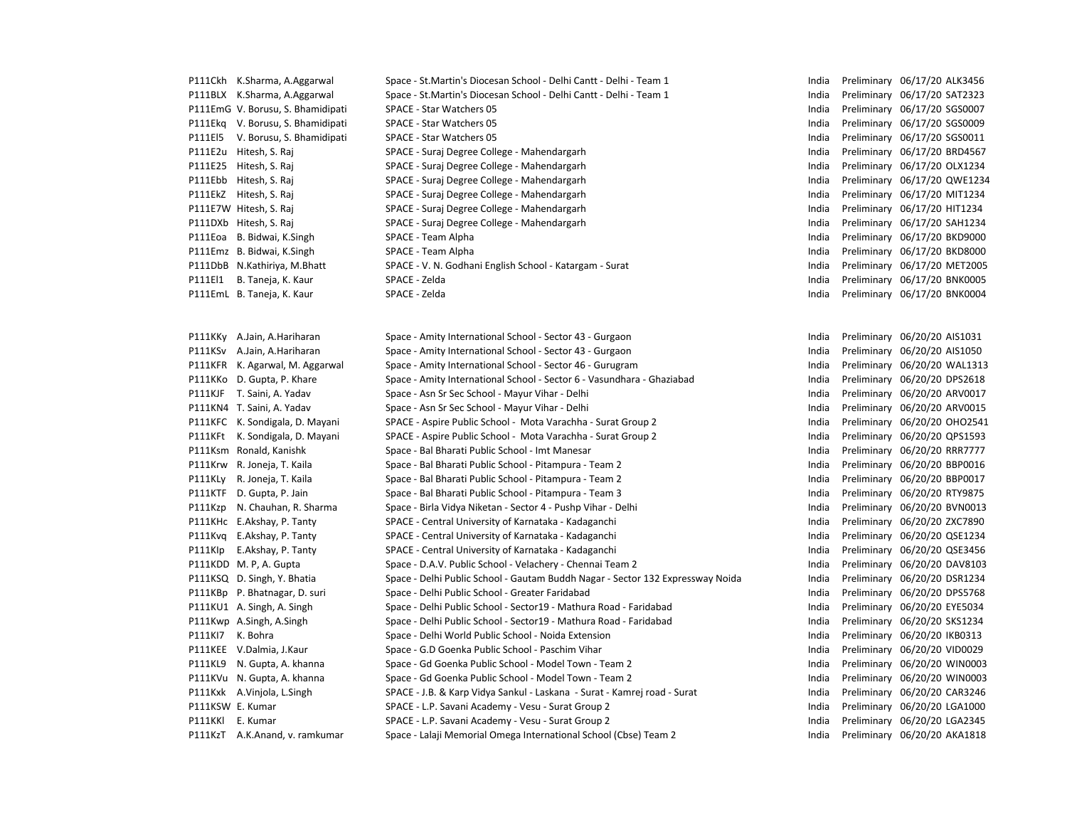| | | | | | | |
|---|---|---|---|---|---|---|
| P111Ckh | K.Sharma, A.Aggarwal | Space - St.Martin's Diocesan School - Delhi Cantt - Delhi - Team 1 | India | Preliminary | 06/17/20 | ALK3456 |
| P111BLX | K.Sharma, A.Aggarwal | Space - St.Martin's Diocesan School - Delhi Cantt - Delhi - Team 1 | India | Preliminary | 06/17/20 | SAT2323 |
| P111EmG | V. Borusu, S. Bhamidipati | SPACE - Star Watchers 05 | India | Preliminary | 06/17/20 | SGS0007 |
| P111Ekq | V. Borusu, S. Bhamidipati | SPACE - Star Watchers 05 | India | Preliminary | 06/17/20 | SGS0009 |
| P111El5 | V. Borusu, S. Bhamidipati | SPACE - Star Watchers 05 | India | Preliminary | 06/17/20 | SGS0011 |
| P111E2u | Hitesh, S. Raj | SPACE - Suraj Degree College - Mahendargarh | India | Preliminary | 06/17/20 | BRD4567 |
| P111E25 | Hitesh, S. Raj | SPACE - Suraj Degree College - Mahendargarh | India | Preliminary | 06/17/20 | OLX1234 |
| P111Ebb | Hitesh, S. Raj | SPACE - Suraj Degree College - Mahendargarh | India | Preliminary | 06/17/20 | QWE1234 |
| P111EkZ | Hitesh, S. Raj | SPACE - Suraj Degree College - Mahendargarh | India | Preliminary | 06/17/20 | MIT1234 |
| P111E7W | Hitesh, S. Raj | SPACE - Suraj Degree College - Mahendargarh | India | Preliminary | 06/17/20 | HIT1234 |
| P111DXb | Hitesh, S. Raj | SPACE - Suraj Degree College - Mahendargarh | India | Preliminary | 06/17/20 | SAH1234 |
| P111Eoa | B. Bidwai, K.Singh | SPACE - Team Alpha | India | Preliminary | 06/17/20 | BKD9000 |
| P111Emz | B. Bidwai, K.Singh | SPACE - Team Alpha | India | Preliminary | 06/17/20 | BKD8000 |
| P111DbB | N.Kathiriya, M.Bhatt | SPACE - V. N. Godhani English School - Katargam - Surat | India | Preliminary | 06/17/20 | MET2005 |
| P111El1 | B. Taneja, K. Kaur | SPACE - Zelda | India | Preliminary | 06/17/20 | BNK0005 |
| P111EmL | B. Taneja, K. Kaur | SPACE - Zelda | India | Preliminary | 06/17/20 | BNK0004 |

| | | | | | | |
|---|---|---|---|---|---|---|
| P111KKy | A.Jain, A.Hariharan | Space - Amity International School - Sector 43 - Gurgaon | India | Preliminary | 06/20/20 | AIS1031 |
| P111KSv | A.Jain, A.Hariharan | Space - Amity International School - Sector 43 - Gurgaon | India | Preliminary | 06/20/20 | AIS1050 |
| P111KFR | K. Agarwal, M. Aggarwal | Space - Amity International School - Sector 46 - Gurugram | India | Preliminary | 06/20/20 | WAL1313 |
| P111KKo | D. Gupta, P. Khare | Space - Amity International School - Sector 6 - Vasundhara - Ghaziabad | India | Preliminary | 06/20/20 | DPS2618 |
| P111KJF | T. Saini, A. Yadav | Space - Asn Sr Sec School - Mayur Vihar - Delhi | India | Preliminary | 06/20/20 | ARV0017 |
| P111KN4 | T. Saini, A. Yadav | Space - Asn Sr Sec School - Mayur Vihar - Delhi | India | Preliminary | 06/20/20 | ARV0015 |
| P111KFC | K. Sondigala, D. Mayani | SPACE - Aspire Public School - Mota Varachha - Surat Group 2 | India | Preliminary | 06/20/20 | OHO2541 |
| P111KFt | K. Sondigala, D. Mayani | SPACE - Aspire Public School - Mota Varachha - Surat Group 2 | India | Preliminary | 06/20/20 | QPS1593 |
| P111Ksm | Ronald, Kanishk | Space - Bal Bharati Public School - Imt Manesar | India | Preliminary | 06/20/20 | RRR7777 |
| P111Krw | R. Joneja, T. Kaila | Space - Bal Bharati Public School - Pitampura - Team 2 | India | Preliminary | 06/20/20 | BBP0016 |
| P111KLy | R. Joneja, T. Kaila | Space - Bal Bharati Public School - Pitampura - Team 2 | India | Preliminary | 06/20/20 | BBP0017 |
| P111KTF | D. Gupta, P. Jain | Space - Bal Bharati Public School - Pitampura - Team 3 | India | Preliminary | 06/20/20 | RTY9875 |
| P111Kzp | N. Chauhan, R. Sharma | Space - Birla Vidya Niketan - Sector 4 - Pushp Vihar - Delhi | India | Preliminary | 06/20/20 | BVN0013 |
| P111KHc | E.Akshay, P. Tanty | SPACE - Central University of Karnataka - Kadaganchi | India | Preliminary | 06/20/20 | ZXC7890 |
| P111Kvq | E.Akshay, P. Tanty | SPACE - Central University of Karnataka - Kadaganchi | India | Preliminary | 06/20/20 | QSE1234 |
| P111KIp | E.Akshay, P. Tanty | SPACE - Central University of Karnataka - Kadaganchi | India | Preliminary | 06/20/20 | QSE3456 |
| P111KDD | M. P, A. Gupta | Space - D.A.V. Public School - Velachery - Chennai Team 2 | India | Preliminary | 06/20/20 | DAV8103 |
| P111KSQ | D. Singh, Y. Bhatia | Space - Delhi Public School - Gautam Buddh Nagar - Sector 132 Expressway Noida | India | Preliminary | 06/20/20 | DSR1234 |
| P111KBp | P. Bhatnagar, D. suri | Space - Delhi Public School - Greater Faridabad | India | Preliminary | 06/20/20 | DPS5768 |
| P111KU1 | A. Singh, A. Singh | Space - Delhi Public School - Sector19 - Mathura Road - Faridabad | India | Preliminary | 06/20/20 | EYE5034 |
| P111Kwp | A.Singh, A.Singh | Space - Delhi Public School - Sector19 - Mathura Road - Faridabad | India | Preliminary | 06/20/20 | SKS1234 |
| P111KI7 | K. Bohra | Space - Delhi World Public School - Noida Extension | India | Preliminary | 06/20/20 | IKB0313 |
| P111KEE | V.Dalmia, J.Kaur | Space - G.D Goenka Public School - Paschim Vihar | India | Preliminary | 06/20/20 | VID0029 |
| P111KL9 | N. Gupta, A. khanna | Space - Gd Goenka Public School - Model Town - Team 2 | India | Preliminary | 06/20/20 | WIN0003 |
| P111KVu | N. Gupta, A. khanna | Space - Gd Goenka Public School - Model Town - Team 2 | India | Preliminary | 06/20/20 | WIN0003 |
| P111Kxk | A.Vinjola, L.Singh | SPACE - J.B. & Karp Vidya Sankul - Laskana - Surat - Kamrej road - Surat | India | Preliminary | 06/20/20 | CAR3246 |
| P111KSW | E. Kumar | SPACE - L.P. Savani Academy - Vesu - Surat Group 2 | India | Preliminary | 06/20/20 | LGA1000 |
| P111KKl | E. Kumar | SPACE - L.P. Savani Academy - Vesu - Surat Group 2 | India | Preliminary | 06/20/20 | LGA2345 |
| P111KzT | A.K.Anand, v. ramkumar | Space - Lalaji Memorial Omega International School (Cbse) Team 2 | India | Preliminary | 06/20/20 | AKA1818 |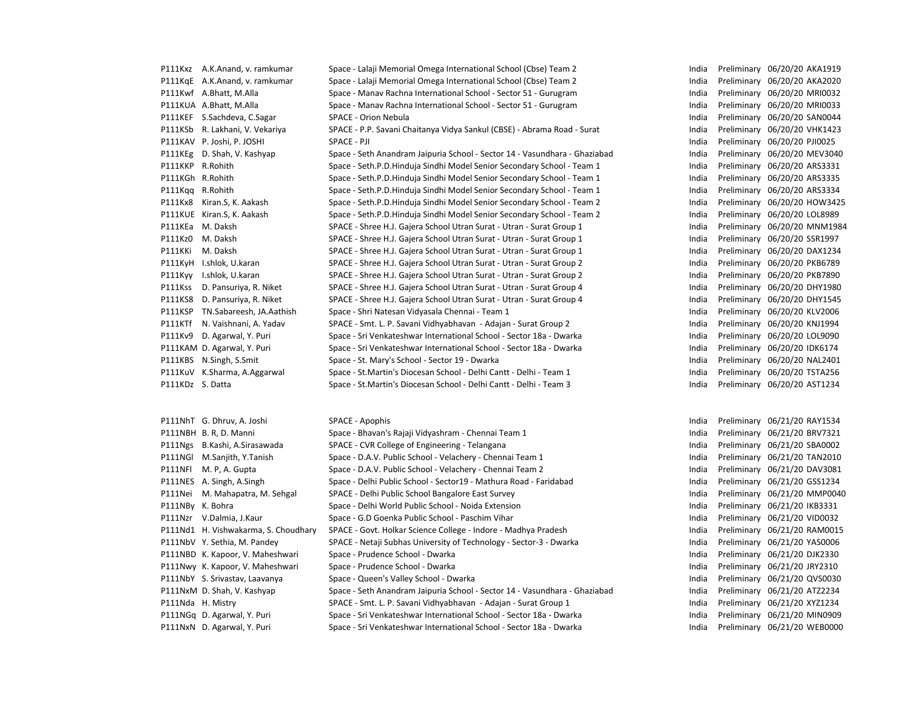| | | | | | | |
|---|---|---|---|---|---|---|
| P111Kxz | A.K.Anand, v. ramkumar | Space - Lalaji Memorial Omega International School (Cbse) Team 2 | India | Preliminary | 06/20/20 | AKA1919 |
| P111KqE | A.K.Anand, v. ramkumar | Space - Lalaji Memorial Omega International School (Cbse) Team 2 | India | Preliminary | 06/20/20 | AKA2020 |
| P111Kwf | A.Bhatt, M.Alla | Space - Manav Rachna International School - Sector 51 - Gurugram | India | Preliminary | 06/20/20 | MRI0032 |
| P111KUA | A.Bhatt, M.Alla | Space - Manav Rachna International School - Sector 51 - Gurugram | India | Preliminary | 06/20/20 | MRI0033 |
| P111KEF | S.Sachdeva, C.Sagar | SPACE - Orion Nebula | India | Preliminary | 06/20/20 | SAN0044 |
| P111KSb | R. Lakhani, V. Vekariya | SPACE - P.P. Savani Chaitanya Vidya Sankul (CBSE) - Abrama Road - Surat | India | Preliminary | 06/20/20 | VHK1423 |
| P111KAV | P. Joshi, P. JOSHI | SPACE - PJI | India | Preliminary | 06/20/20 | PJI0025 |
| P111KEg | D. Shah, V. Kashyap | Space - Seth Anandram Jaipuria School - Sector 14 - Vasundhara - Ghaziabad | India | Preliminary | 06/20/20 | MEV3040 |
| P111KKP | R.Rohith | Space - Seth.P.D.Hinduja Sindhi Model Senior Secondary School - Team 1 | India | Preliminary | 06/20/20 | ARS3331 |
| P111KGh | R.Rohith | Space - Seth.P.D.Hinduja Sindhi Model Senior Secondary School - Team 1 | India | Preliminary | 06/20/20 | ARS3335 |
| P111Kqq | R.Rohith | Space - Seth.P.D.Hinduja Sindhi Model Senior Secondary School - Team 1 | India | Preliminary | 06/20/20 | ARS3334 |
| P111Kx8 | Kiran.S, K. Aakash | Space - Seth.P.D.Hinduja Sindhi Model Senior Secondary School - Team 2 | India | Preliminary | 06/20/20 | HOW3425 |
| P111KUE | Kiran.S, K. Aakash | Space - Seth.P.D.Hinduja Sindhi Model Senior Secondary School - Team 2 | India | Preliminary | 06/20/20 | LOL8989 |
| P111KEa | M. Daksh | SPACE - Shree H.J. Gajera School Utran Surat - Utran - Surat Group 1 | India | Preliminary | 06/20/20 | MNM1984 |
| P111Kz0 | M. Daksh | SPACE - Shree H.J. Gajera School Utran Surat - Utran - Surat Group 1 | India | Preliminary | 06/20/20 | SSR1997 |
| P111KKi | M. Daksh | SPACE - Shree H.J. Gajera School Utran Surat - Utran - Surat Group 1 | India | Preliminary | 06/20/20 | DAX1234 |
| P111KyH | I.shlok, U.karan | SPACE - Shree H.J. Gajera School Utran Surat - Utran - Surat Group 2 | India | Preliminary | 06/20/20 | PKB6789 |
| P111Kyy | I.shlok, U.karan | SPACE - Shree H.J. Gajera School Utran Surat - Utran - Surat Group 2 | India | Preliminary | 06/20/20 | PKB7890 |
| P111Kss | D. Pansuriya, R. Niket | SPACE - Shree H.J. Gajera School Utran Surat - Utran - Surat Group 4 | India | Preliminary | 06/20/20 | DHY1980 |
| P111KS8 | D. Pansuriya, R. Niket | SPACE - Shree H.J. Gajera School Utran Surat - Utran - Surat Group 4 | India | Preliminary | 06/20/20 | DHY1545 |
| P111KSP | TN.Sabareesh, JA.Aathish | Space - Shri Natesan Vidyasala Chennai - Team 1 | India | Preliminary | 06/20/20 | KLV2006 |
| P111KTf | N. Vaishnani, A. Yadav | SPACE - Smt. L. P. Savani Vidhyabhavan - Adajan - Surat Group 2 | India | Preliminary | 06/20/20 | KNJ1994 |
| P111Kv9 | D. Agarwal, Y. Puri | Space - Sri Venkateshwar International School - Sector 18a - Dwarka | India | Preliminary | 06/20/20 | LOL9090 |
| P111KAM | D. Agarwal, Y. Puri | Space - Sri Venkateshwar International School - Sector 18a - Dwarka | India | Preliminary | 06/20/20 | IDK6174 |
| P111KBS | N.Singh, S.Smit | Space - St. Mary's School - Sector 19 - Dwarka | India | Preliminary | 06/20/20 | NAL2401 |
| P111KuV | K.Sharma, A.Aggarwal | Space - St.Martin's Diocesan School - Delhi Cantt - Delhi - Team 1 | India | Preliminary | 06/20/20 | TSTA256 |
| P111KDz | S. Datta | Space - St.Martin's Diocesan School - Delhi Cantt - Delhi - Team 3 | India | Preliminary | 06/20/20 | AST1234 |
| | | | | | | |
| P111NhT | G. Dhruv, A. Joshi | SPACE - Apophis | India | Preliminary | 06/21/20 | RAY1534 |
| P111NBH | B. R, D. Manni | Space - Bhavan's Rajaji Vidyashram - Chennai Team 1 | India | Preliminary | 06/21/20 | BRV7321 |
| P111Ngs | B.Kashi, A.Sirasawada | SPACE - CVR College of Engineering - Telangana | India | Preliminary | 06/21/20 | SBA0002 |
| P111NGl | M.Sanjith, Y.Tanish | Space - D.A.V. Public School - Velachery - Chennai Team 1 | India | Preliminary | 06/21/20 | TAN2010 |
| P111NFl | M. P, A. Gupta | Space - D.A.V. Public School - Velachery - Chennai Team 2 | India | Preliminary | 06/21/20 | DAV3081 |
| P111NES | A. Singh, A.Singh | Space - Delhi Public School - Sector19 - Mathura Road - Faridabad | India | Preliminary | 06/21/20 | GSS1234 |
| P111Nei | M. Mahapatra, M. Sehgal | SPACE - Delhi Public School Bangalore East Survey | India | Preliminary | 06/21/20 | MMP0040 |
| P111NBy | K. Bohra | Space - Delhi World Public School - Noida Extension | India | Preliminary | 06/21/20 | IKB3331 |
| P111Nzr | V.Dalmia, J.Kaur | Space - G.D Goenka Public School - Paschim Vihar | India | Preliminary | 06/21/20 | VID0032 |
| P111Nd1 | H. Vishwakarma, S. Choudhary | SPACE - Govt. Holkar Science College - Indore - Madhya Pradesh | India | Preliminary | 06/21/20 | RAM0015 |
| P111NbV | Y. Sethia, M. Pandey | SPACE - Netaji Subhas University of Technology - Sector-3 - Dwarka | India | Preliminary | 06/21/20 | YAS0006 |
| P111NBD | K. Kapoor, V. Maheshwari | Space - Prudence School - Dwarka | India | Preliminary | 06/21/20 | DJK2330 |
| P111Nwy | K. Kapoor, V. Maheshwari | Space - Prudence School - Dwarka | India | Preliminary | 06/21/20 | JRY2310 |
| P111NbY | S. Srivastav, Laavanya | Space - Queen's Valley School - Dwarka | India | Preliminary | 06/21/20 | QVS0030 |
| P111NxM | D. Shah, V. Kashyap | Space - Seth Anandram Jaipuria School - Sector 14 - Vasundhara - Ghaziabad | India | Preliminary | 06/21/20 | ATZ2234 |
| P111Nda | H. Mistry | SPACE - Smt. L. P. Savani Vidhyabhavan - Adajan - Surat Group 1 | India | Preliminary | 06/21/20 | XYZ1234 |
| P111NGq | D. Agarwal, Y. Puri | Space - Sri Venkateshwar International School - Sector 18a - Dwarka | India | Preliminary | 06/21/20 | MIN0909 |
| P111NxN | D. Agarwal, Y. Puri | Space - Sri Venkateshwar International School - Sector 18a - Dwarka | India | Preliminary | 06/21/20 | WEB0000 |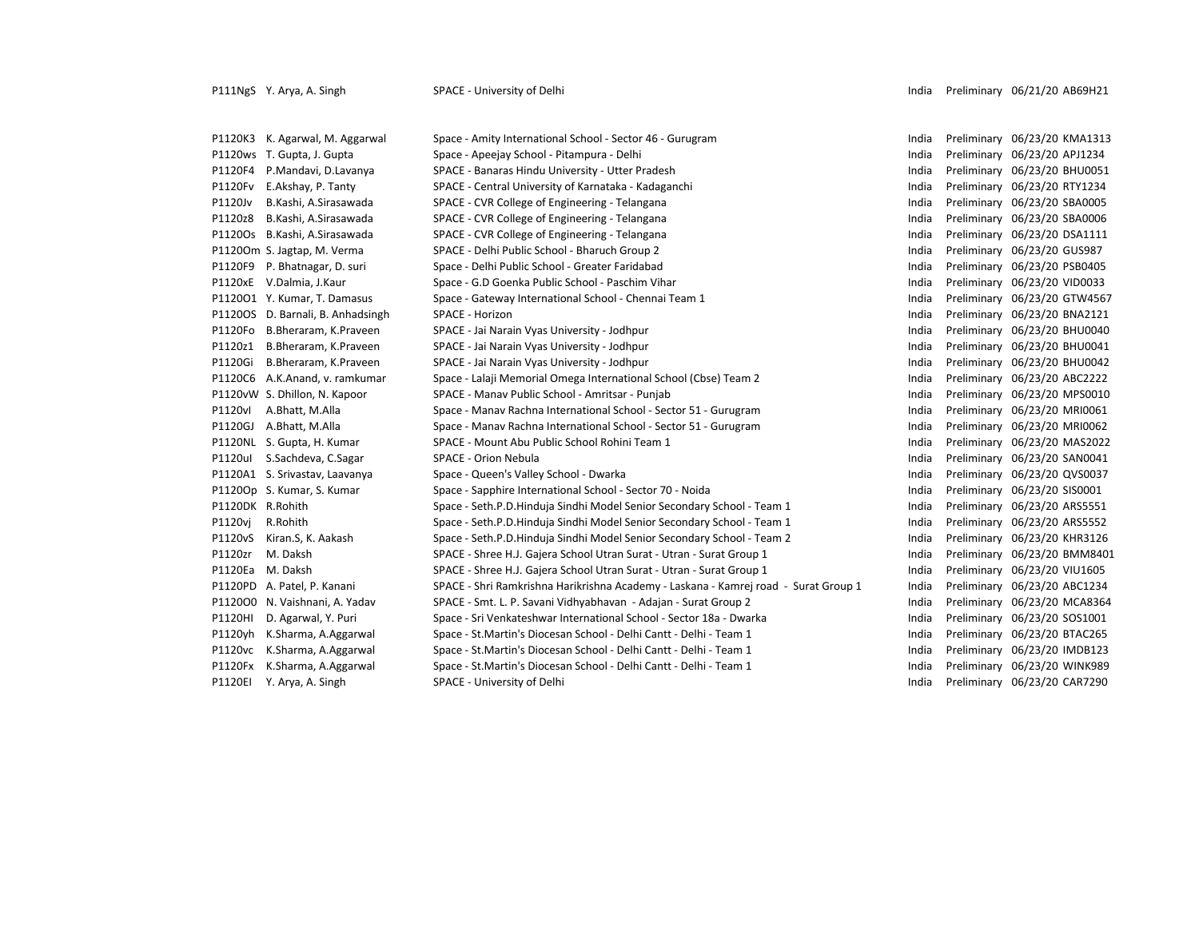| | | | | | | |
|---|---|---|---|---|---|---|
| P111NgS | Y. Arya, A. Singh | SPACE - University of Delhi | India | Preliminary | 06/21/20 | AB69H21 |
| | | | | | | |
| P1120K3 | K. Agarwal, M. Aggarwal | Space - Amity International School - Sector 46 - Gurugram | India | Preliminary | 06/23/20 | KMA1313 |
| P1120ws | T. Gupta, J. Gupta | Space - Apeejay School - Pitampura - Delhi | India | Preliminary | 06/23/20 | APJ1234 |
| P1120F4 | P.Mandavi, D.Lavanya | SPACE - Banaras Hindu University - Utter Pradesh | India | Preliminary | 06/23/20 | BHU0051 |
| P1120Fv | E.Akshay, P. Tanty | SPACE - Central University of Karnataka - Kadaganchi | India | Preliminary | 06/23/20 | RTY1234 |
| P1120Jv | B.Kashi, A.Sirasawada | SPACE - CVR College of Engineering - Telangana | India | Preliminary | 06/23/20 | SBA0005 |
| P1120z8 | B.Kashi, A.Sirasawada | SPACE - CVR College of Engineering - Telangana | India | Preliminary | 06/23/20 | SBA0006 |
| P1120Os | B.Kashi, A.Sirasawada | SPACE - CVR College of Engineering - Telangana | India | Preliminary | 06/23/20 | DSA1111 |
| P1120Om | S. Jagtap, M. Verma | SPACE - Delhi Public School - Bharuch Group 2 | India | Preliminary | 06/23/20 | GUS987 |
| P1120F9 | P. Bhatnagar, D. suri | Space - Delhi Public School - Greater Faridabad | India | Preliminary | 06/23/20 | PSB0405 |
| P1120xE | V.Dalmia, J.Kaur | Space - G.D Goenka Public School - Paschim Vihar | India | Preliminary | 06/23/20 | VID0033 |
| P1120O1 | Y. Kumar, T. Damasus | Space - Gateway International School - Chennai Team 1 | India | Preliminary | 06/23/20 | GTW4567 |
| P1120OS | D. Barnali, B. Anhadsingh | SPACE - Horizon | India | Preliminary | 06/23/20 | BNA2121 |
| P1120Fo | B.Bheraram, K.Praveen | SPACE - Jai Narain Vyas University - Jodhpur | India | Preliminary | 06/23/20 | BHU0040 |
| P1120z1 | B.Bheraram, K.Praveen | SPACE - Jai Narain Vyas University - Jodhpur | India | Preliminary | 06/23/20 | BHU0041 |
| P1120Gi | B.Bheraram, K.Praveen | SPACE - Jai Narain Vyas University - Jodhpur | India | Preliminary | 06/23/20 | BHU0042 |
| P1120C6 | A.K.Anand, v. ramkumar | Space - Lalaji Memorial Omega International School (Cbse) Team 2 | India | Preliminary | 06/23/20 | ABC2222 |
| P1120vW | S. Dhillon, N. Kapoor | SPACE - Manav Public School - Amritsar - Punjab | India | Preliminary | 06/23/20 | MPS0010 |
| P1120vl | A.Bhatt, M.Alla | Space - Manav Rachna International School - Sector 51 - Gurugram | India | Preliminary | 06/23/20 | MRI0061 |
| P1120GJ | A.Bhatt, M.Alla | Space - Manav Rachna International School - Sector 51 - Gurugram | India | Preliminary | 06/23/20 | MRI0062 |
| P1120NL | S. Gupta, H. Kumar | SPACE - Mount Abu Public School Rohini Team 1 | India | Preliminary | 06/23/20 | MAS2022 |
| P1120ul | S.Sachdeva, C.Sagar | SPACE - Orion Nebula | India | Preliminary | 06/23/20 | SAN0041 |
| P1120A1 | S. Srivastav, Laavanya | Space - Queen's Valley School - Dwarka | India | Preliminary | 06/23/20 | QVS0037 |
| P1120Op | S. Kumar, S. Kumar | Space - Sapphire International School - Sector 70 - Noida | India | Preliminary | 06/23/20 | SIS0001 |
| P1120DK | R.Rohith | Space - Seth.P.D.Hinduja Sindhi Model Senior Secondary School - Team 1 | India | Preliminary | 06/23/20 | ARS5551 |
| P1120vj | R.Rohith | Space - Seth.P.D.Hinduja Sindhi Model Senior Secondary School - Team 1 | India | Preliminary | 06/23/20 | ARS5552 |
| P1120vS | Kiran.S, K. Aakash | Space - Seth.P.D.Hinduja Sindhi Model Senior Secondary School - Team 2 | India | Preliminary | 06/23/20 | KHR3126 |
| P1120zr | M. Daksh | SPACE - Shree H.J. Gajera School Utran Surat - Utran - Surat Group 1 | India | Preliminary | 06/23/20 | BMM8401 |
| P1120Ea | M. Daksh | SPACE - Shree H.J. Gajera School Utran Surat - Utran - Surat Group 1 | India | Preliminary | 06/23/20 | VIU1605 |
| P1120PD | A. Patel, P. Kanani | SPACE - Shri Ramkrishna Harikrishna Academy - Laskana - Kamrej road - Surat Group 1 | India | Preliminary | 06/23/20 | ABC1234 |
| P1120O0 | N. Vaishnani, A. Yadav | SPACE - Smt. L. P. Savani Vidhyabhavan - Adajan - Surat Group 2 | India | Preliminary | 06/23/20 | MCA8364 |
| P1120HI | D. Agarwal, Y. Puri | Space - Sri Venkateshwar International School - Sector 18a - Dwarka | India | Preliminary | 06/23/20 | SOS1001 |
| P1120yh | K.Sharma, A.Aggarwal | Space - St.Martin's Diocesan School - Delhi Cantt - Delhi - Team 1 | India | Preliminary | 06/23/20 | BTAC265 |
| P1120vc | K.Sharma, A.Aggarwal | Space - St.Martin's Diocesan School - Delhi Cantt - Delhi - Team 1 | India | Preliminary | 06/23/20 | IMDB123 |
| P1120Fx | K.Sharma, A.Aggarwal | Space - St.Martin's Diocesan School - Delhi Cantt - Delhi - Team 1 | India | Preliminary | 06/23/20 | WINK989 |
| P1120EI | Y. Arya, A. Singh | SPACE - University of Delhi | India | Preliminary | 06/23/20 | CAR7290 |